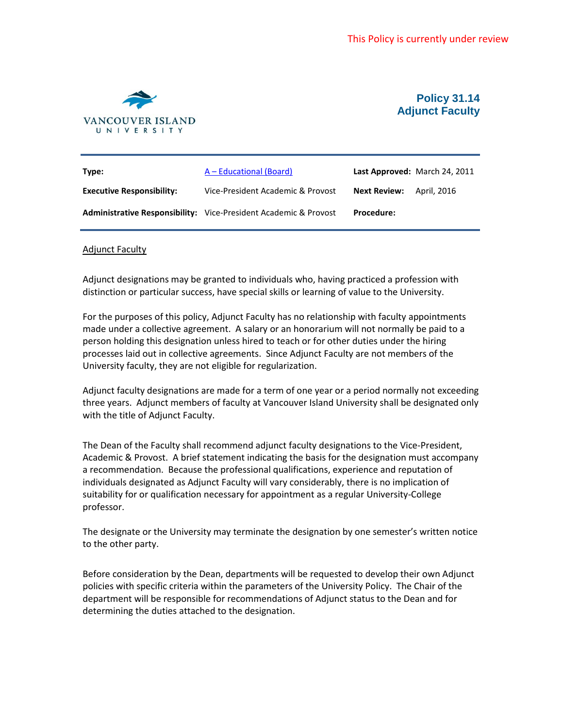This Policy is currently under review

VANCOUVER ISLAND UNIVERSITY

# Policy 31.14
# Adjunct Faculty

| | | | |
|---|---|---|---|
| **Type:** | A – Educational (Board) | **Last Approved:** | March 24, 2011 |
| **Executive Responsibility:** | Vice-President Academic & Provost | **Next Review:** | April, 2016 |
| **Administrative Responsibility:** | Vice-President Academic & Provost | **Procedure:** | |

## Adjunct Faculty

Adjunct designations may be granted to individuals who, having practiced a profession with distinction or particular success, have special skills or learning of value to the University.

For the purposes of this policy, Adjunct Faculty has no relationship with faculty appointments made under a collective agreement. A salary or an honorarium will not normally be paid to a person holding this designation unless hired to teach or for other duties under the hiring processes laid out in collective agreements. Since Adjunct Faculty are not members of the University faculty, they are not eligible for regularization.

Adjunct faculty designations are made for a term of one year or a period normally not exceeding three years. Adjunct members of faculty at Vancouver Island University shall be designated only with the title of Adjunct Faculty.

The Dean of the Faculty shall recommend adjunct faculty designations to the Vice-President, Academic & Provost. A brief statement indicating the basis for the designation must accompany a recommendation. Because the professional qualifications, experience and reputation of individuals designated as Adjunct Faculty will vary considerably, there is no implication of suitability for or qualification necessary for appointment as a regular University-College professor.

The designate or the University may terminate the designation by one semester's written notice to the other party.

Before consideration by the Dean, departments will be requested to develop their own Adjunct policies with specific criteria within the parameters of the University Policy. The Chair of the department will be responsible for recommendations of Adjunct status to the Dean and for determining the duties attached to the designation.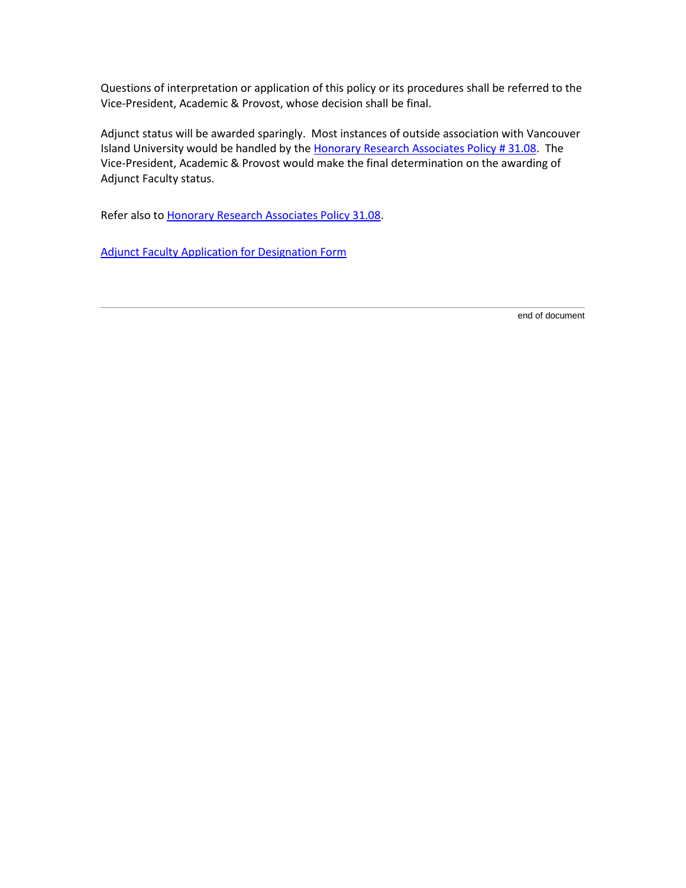Questions of interpretation or application of this policy or its procedures shall be referred to the Vice-President, Academic & Provost, whose decision shall be final.

Adjunct status will be awarded sparingly. Most instances of outside association with Vancouver Island University would be handled by the Honorary Research Associates Policy # 31.08. The Vice-President, Academic & Provost would make the final determination on the awarding of Adjunct Faculty status.

Refer also to Honorary Research Associates Policy 31.08.

Adjunct Faculty Application for Designation Form

---

end of document